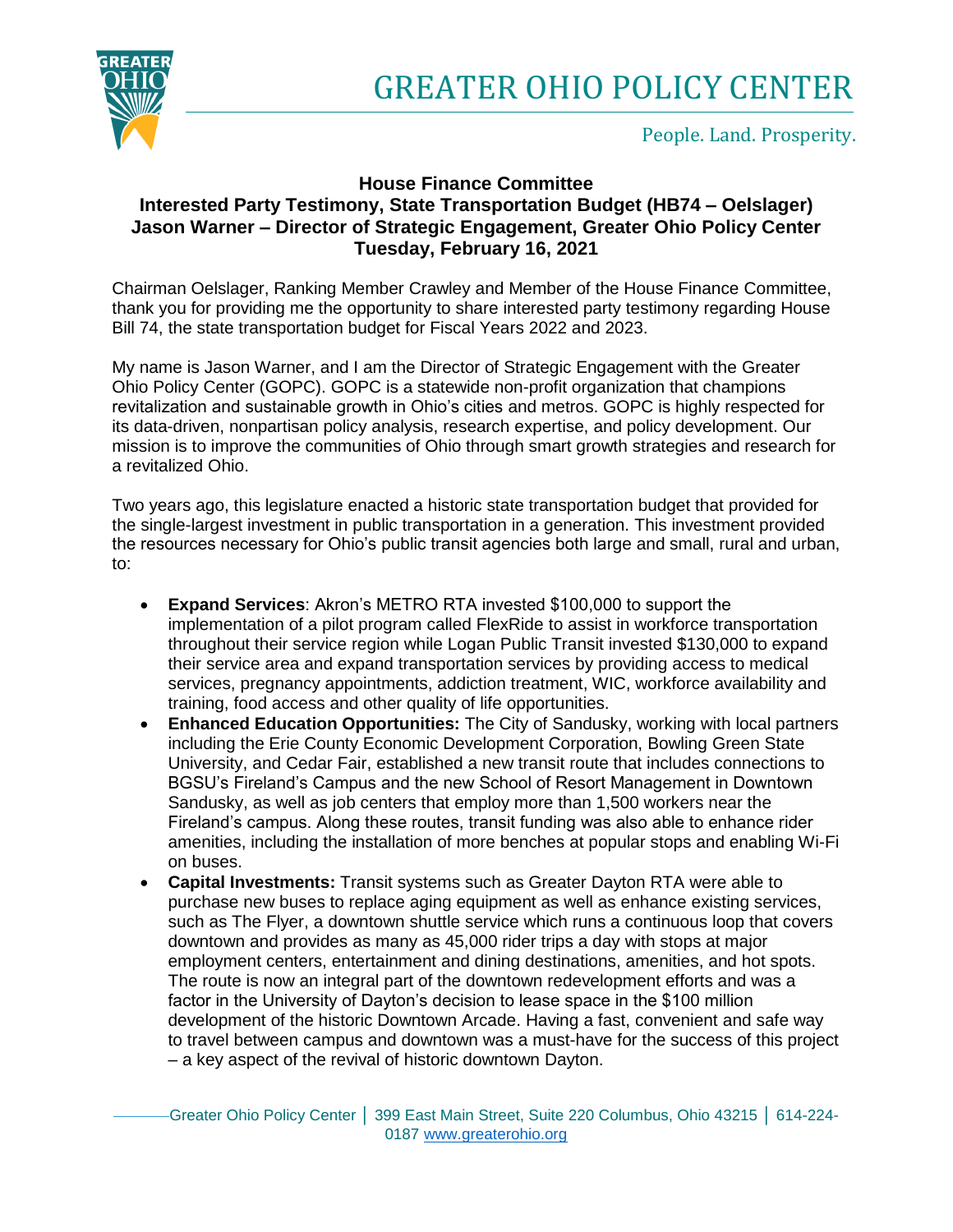# GREATER OHIO POLICY CENTER

People. Land. Prosperity.

**House Finance Committee**
**Interested Party Testimony, State Transportation Budget (HB74 – Oelslager)**
**Jason Warner – Director of Strategic Engagement, Greater Ohio Policy Center**
**Tuesday, February 16, 2021**

Chairman Oelslager, Ranking Member Crawley and Member of the House Finance Committee, thank you for providing me the opportunity to share interested party testimony regarding House Bill 74, the state transportation budget for Fiscal Years 2022 and 2023.

My name is Jason Warner, and I am the Director of Strategic Engagement with the Greater Ohio Policy Center (GOPC). GOPC is a statewide non-profit organization that champions revitalization and sustainable growth in Ohio's cities and metros. GOPC is highly respected for its data-driven, nonpartisan policy analysis, research expertise, and policy development. Our mission is to improve the communities of Ohio through smart growth strategies and research for a revitalized Ohio.

Two years ago, this legislature enacted a historic state transportation budget that provided for the single-largest investment in public transportation in a generation. This investment provided the resources necessary for Ohio's public transit agencies both large and small, rural and urban, to:

- **Expand Services**: Akron's METRO RTA invested $100,000 to support the implementation of a pilot program called FlexRide to assist in workforce transportation throughout their service region while Logan Public Transit invested $130,000 to expand their service area and expand transportation services by providing access to medical services, pregnancy appointments, addiction treatment, WIC, workforce availability and training, food access and other quality of life opportunities.
- **Enhanced Education Opportunities:** The City of Sandusky, working with local partners including the Erie County Economic Development Corporation, Bowling Green State University, and Cedar Fair, established a new transit route that includes connections to BGSU's Fireland's Campus and the new School of Resort Management in Downtown Sandusky, as well as job centers that employ more than 1,500 workers near the Fireland's campus. Along these routes, transit funding was also able to enhance rider amenities, including the installation of more benches at popular stops and enabling Wi-Fi on buses.
- **Capital Investments:** Transit systems such as Greater Dayton RTA were able to purchase new buses to replace aging equipment as well as enhance existing services, such as The Flyer, a downtown shuttle service which runs a continuous loop that covers downtown and provides as many as 45,000 rider trips a day with stops at major employment centers, entertainment and dining destinations, amenities, and hot spots. The route is now an integral part of the downtown redevelopment efforts and was a factor in the University of Dayton's decision to lease space in the $100 million development of the historic Downtown Arcade. Having a fast, convenient and safe way to travel between campus and downtown was a must-have for the success of this project – a key aspect of the revival of historic downtown Dayton.

Greater Ohio Policy Center │ 399 East Main Street, Suite 220 Columbus, Ohio 43215 │ 614-224-0187 www.greaterohio.org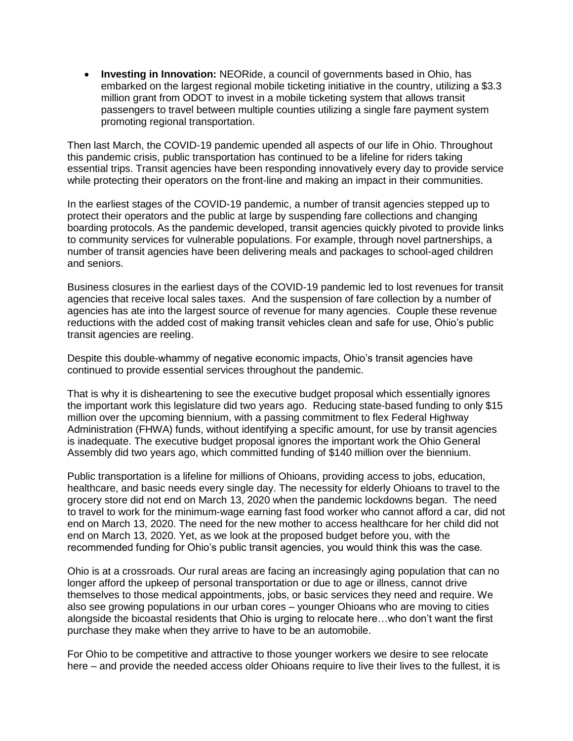- **Investing in Innovation:** NEORide, a council of governments based in Ohio, has embarked on the largest regional mobile ticketing initiative in the country, utilizing a $3.3 million grant from ODOT to invest in a mobile ticketing system that allows transit passengers to travel between multiple counties utilizing a single fare payment system promoting regional transportation.

Then last March, the COVID-19 pandemic upended all aspects of our life in Ohio. Throughout this pandemic crisis, public transportation has continued to be a lifeline for riders taking essential trips. Transit agencies have been responding innovatively every day to provide service while protecting their operators on the front-line and making an impact in their communities.

In the earliest stages of the COVID-19 pandemic, a number of transit agencies stepped up to protect their operators and the public at large by suspending fare collections and changing boarding protocols. As the pandemic developed, transit agencies quickly pivoted to provide links to community services for vulnerable populations. For example, through novel partnerships, a number of transit agencies have been delivering meals and packages to school-aged children and seniors.

Business closures in the earliest days of the COVID-19 pandemic led to lost revenues for transit agencies that receive local sales taxes. And the suspension of fare collection by a number of agencies has ate into the largest source of revenue for many agencies. Couple these revenue reductions with the added cost of making transit vehicles clean and safe for use, Ohio's public transit agencies are reeling.

Despite this double-whammy of negative economic impacts, Ohio's transit agencies have continued to provide essential services throughout the pandemic.

That is why it is disheartening to see the executive budget proposal which essentially ignores the important work this legislature did two years ago. Reducing state-based funding to only $15 million over the upcoming biennium, with a passing commitment to flex Federal Highway Administration (FHWA) funds, without identifying a specific amount, for use by transit agencies is inadequate. The executive budget proposal ignores the important work the Ohio General Assembly did two years ago, which committed funding of $140 million over the biennium.

Public transportation is a lifeline for millions of Ohioans, providing access to jobs, education, healthcare, and basic needs every single day. The necessity for elderly Ohioans to travel to the grocery store did not end on March 13, 2020 when the pandemic lockdowns began. The need to travel to work for the minimum-wage earning fast food worker who cannot afford a car, did not end on March 13, 2020. The need for the new mother to access healthcare for her child did not end on March 13, 2020. Yet, as we look at the proposed budget before you, with the recommended funding for Ohio's public transit agencies, you would think this was the case.

Ohio is at a crossroads. Our rural areas are facing an increasingly aging population that can no longer afford the upkeep of personal transportation or due to age or illness, cannot drive themselves to those medical appointments, jobs, or basic services they need and require. We also see growing populations in our urban cores – younger Ohioans who are moving to cities alongside the bicoastal residents that Ohio is urging to relocate here…who don't want the first purchase they make when they arrive to have to be an automobile.

For Ohio to be competitive and attractive to those younger workers we desire to see relocate here – and provide the needed access older Ohioans require to live their lives to the fullest, it is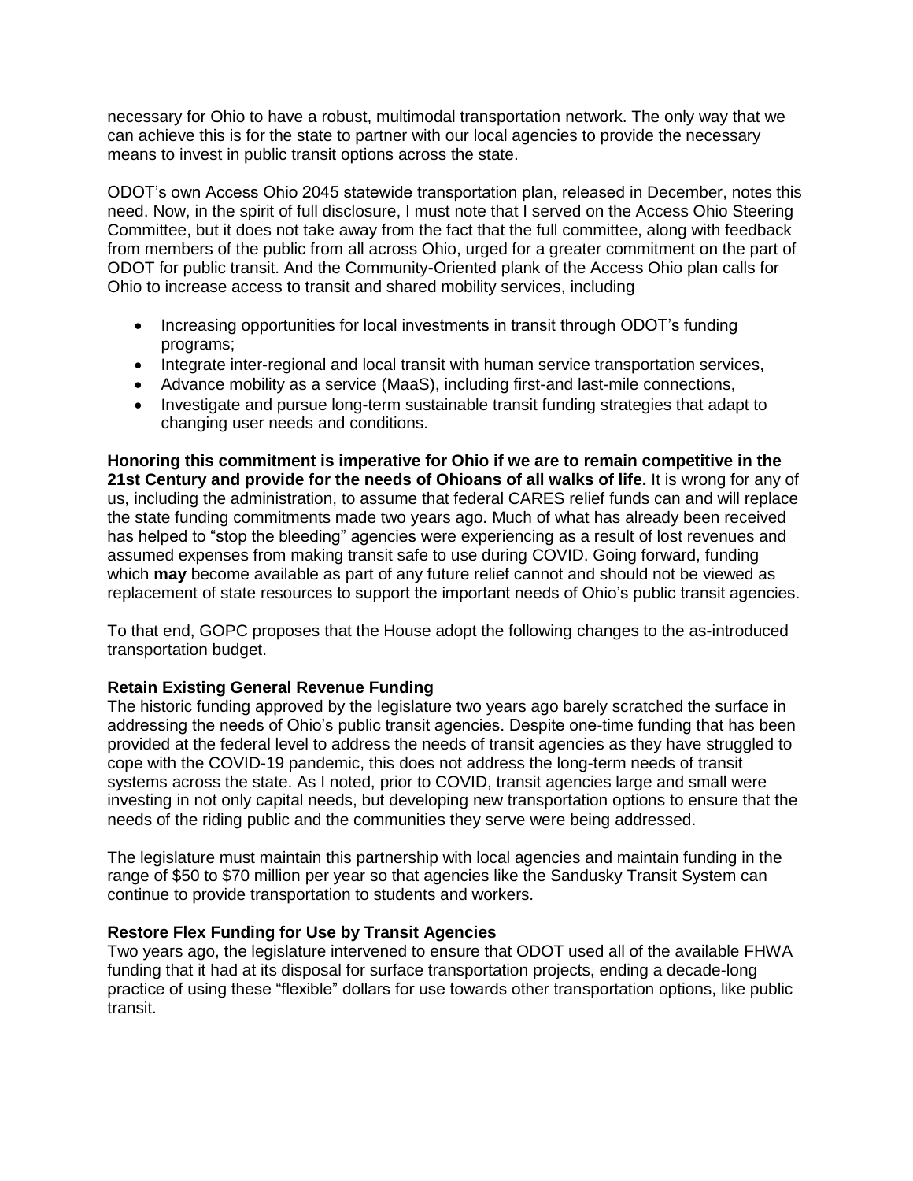necessary for Ohio to have a robust, multimodal transportation network. The only way that we can achieve this is for the state to partner with our local agencies to provide the necessary means to invest in public transit options across the state.

ODOT's own Access Ohio 2045 statewide transportation plan, released in December, notes this need. Now, in the spirit of full disclosure, I must note that I served on the Access Ohio Steering Committee, but it does not take away from the fact that the full committee, along with feedback from members of the public from all across Ohio, urged for a greater commitment on the part of ODOT for public transit. And the Community-Oriented plank of the Access Ohio plan calls for Ohio to increase access to transit and shared mobility services, including

- Increasing opportunities for local investments in transit through ODOT's funding programs;
- Integrate inter-regional and local transit with human service transportation services,
- Advance mobility as a service (MaaS), including first-and last-mile connections,
- Investigate and pursue long-term sustainable transit funding strategies that adapt to changing user needs and conditions.

**Honoring this commitment is imperative for Ohio if we are to remain competitive in the 21st Century and provide for the needs of Ohioans of all walks of life.** It is wrong for any of us, including the administration, to assume that federal CARES relief funds can and will replace the state funding commitments made two years ago. Much of what has already been received has helped to "stop the bleeding" agencies were experiencing as a result of lost revenues and assumed expenses from making transit safe to use during COVID. Going forward, funding which **may** become available as part of any future relief cannot and should not be viewed as replacement of state resources to support the important needs of Ohio's public transit agencies.

To that end, GOPC proposes that the House adopt the following changes to the as-introduced transportation budget.

**Retain Existing General Revenue Funding**

The historic funding approved by the legislature two years ago barely scratched the surface in addressing the needs of Ohio's public transit agencies. Despite one-time funding that has been provided at the federal level to address the needs of transit agencies as they have struggled to cope with the COVID-19 pandemic, this does not address the long-term needs of transit systems across the state. As I noted, prior to COVID, transit agencies large and small were investing in not only capital needs, but developing new transportation options to ensure that the needs of the riding public and the communities they serve were being addressed.

The legislature must maintain this partnership with local agencies and maintain funding in the range of $50 to $70 million per year so that agencies like the Sandusky Transit System can continue to provide transportation to students and workers.

**Restore Flex Funding for Use by Transit Agencies**

Two years ago, the legislature intervened to ensure that ODOT used all of the available FHWA funding that it had at its disposal for surface transportation projects, ending a decade-long practice of using these "flexible" dollars for use towards other transportation options, like public transit.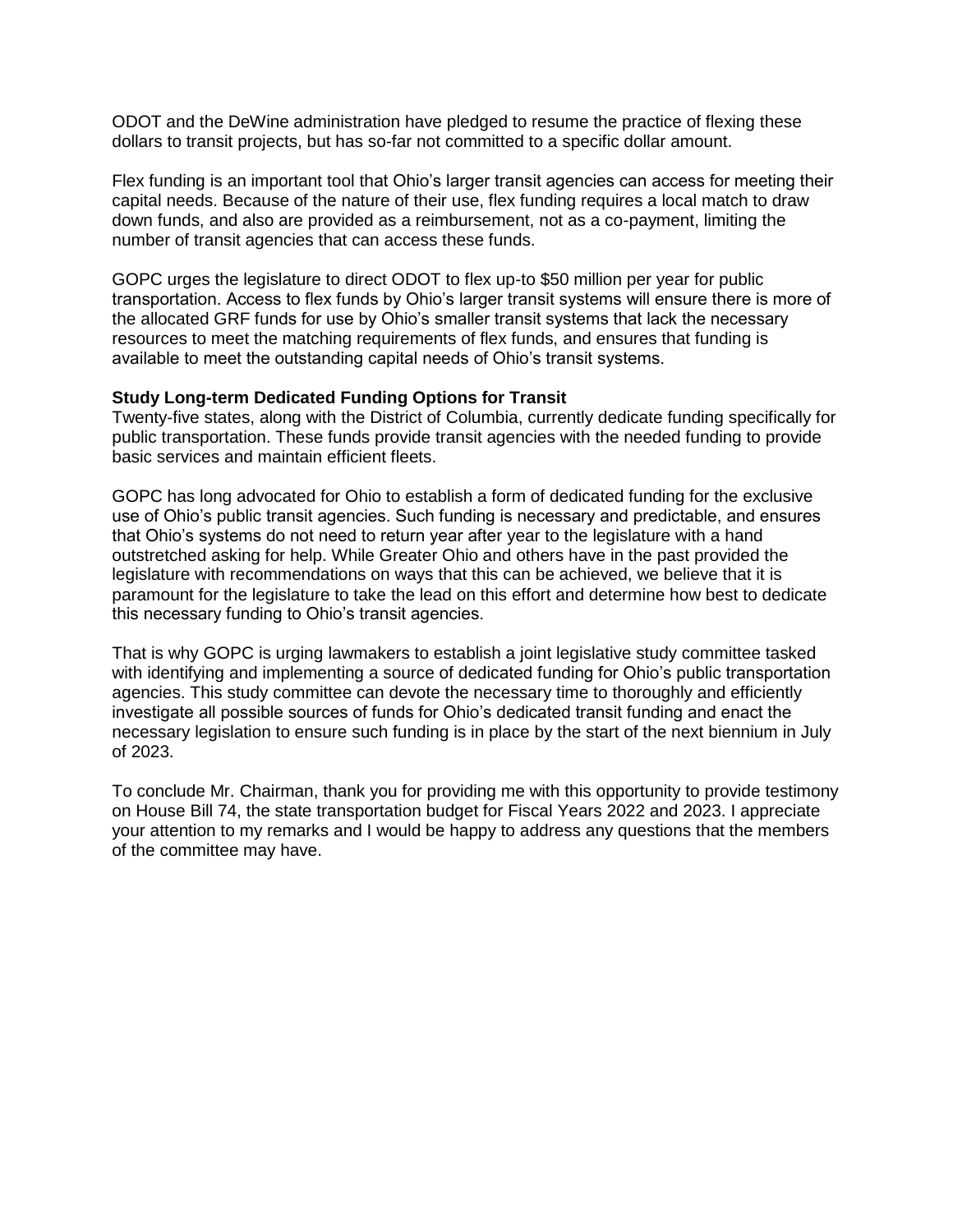ODOT and the DeWine administration have pledged to resume the practice of flexing these dollars to transit projects, but has so-far not committed to a specific dollar amount.

Flex funding is an important tool that Ohio's larger transit agencies can access for meeting their capital needs. Because of the nature of their use, flex funding requires a local match to draw down funds, and also are provided as a reimbursement, not as a co-payment, limiting the number of transit agencies that can access these funds.

GOPC urges the legislature to direct ODOT to flex up-to $50 million per year for public transportation. Access to flex funds by Ohio's larger transit systems will ensure there is more of the allocated GRF funds for use by Ohio's smaller transit systems that lack the necessary resources to meet the matching requirements of flex funds, and ensures that funding is available to meet the outstanding capital needs of Ohio's transit systems.

**Study Long-term Dedicated Funding Options for Transit**
Twenty-five states, along with the District of Columbia, currently dedicate funding specifically for public transportation. These funds provide transit agencies with the needed funding to provide basic services and maintain efficient fleets.

GOPC has long advocated for Ohio to establish a form of dedicated funding for the exclusive use of Ohio's public transit agencies. Such funding is necessary and predictable, and ensures that Ohio's systems do not need to return year after year to the legislature with a hand outstretched asking for help. While Greater Ohio and others have in the past provided the legislature with recommendations on ways that this can be achieved, we believe that it is paramount for the legislature to take the lead on this effort and determine how best to dedicate this necessary funding to Ohio's transit agencies.

That is why GOPC is urging lawmakers to establish a joint legislative study committee tasked with identifying and implementing a source of dedicated funding for Ohio's public transportation agencies. This study committee can devote the necessary time to thoroughly and efficiently investigate all possible sources of funds for Ohio's dedicated transit funding and enact the necessary legislation to ensure such funding is in place by the start of the next biennium in July of 2023.

To conclude Mr. Chairman, thank you for providing me with this opportunity to provide testimony on House Bill 74, the state transportation budget for Fiscal Years 2022 and 2023. I appreciate your attention to my remarks and I would be happy to address any questions that the members of the committee may have.